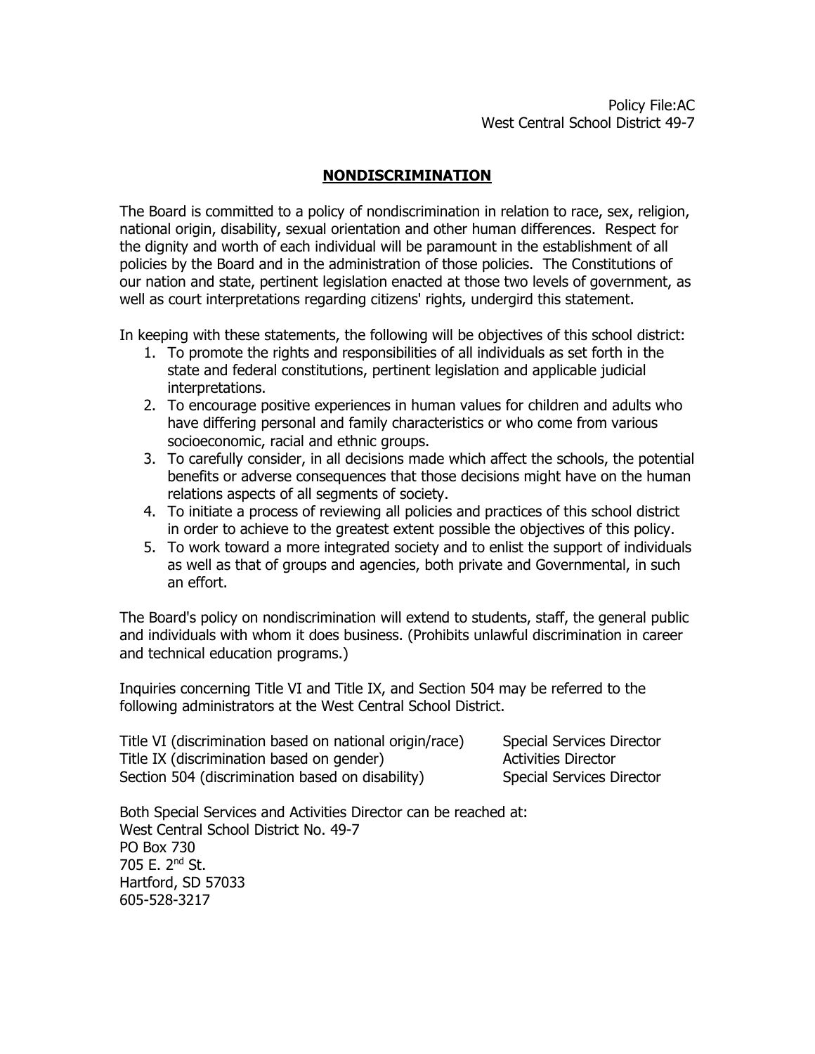Policy File:AC
West Central School District 49-7

# NONDISCRIMINATION

The Board is committed to a policy of nondiscrimination in relation to race, sex, religion, national origin, disability, sexual orientation and other human differences. Respect for the dignity and worth of each individual will be paramount in the establishment of all policies by the Board and in the administration of those policies. The Constitutions of our nation and state, pertinent legislation enacted at those two levels of government, as well as court interpretations regarding citizens' rights, undergird this statement.

In keeping with these statements, the following will be objectives of this school district:

1. To promote the rights and responsibilities of all individuals as set forth in the state and federal constitutions, pertinent legislation and applicable judicial interpretations.
2. To encourage positive experiences in human values for children and adults who have differing personal and family characteristics or who come from various socioeconomic, racial and ethnic groups.
3. To carefully consider, in all decisions made which affect the schools, the potential benefits or adverse consequences that those decisions might have on the human relations aspects of all segments of society.
4. To initiate a process of reviewing all policies and practices of this school district in order to achieve to the greatest extent possible the objectives of this policy.
5. To work toward a more integrated society and to enlist the support of individuals as well as that of groups and agencies, both private and Governmental, in such an effort.

The Board's policy on nondiscrimination will extend to students, staff, the general public and individuals with whom it does business. (Prohibits unlawful discrimination in career and technical education programs.)

Inquiries concerning Title VI and Title IX, and Section 504 may be referred to the following administrators at the West Central School District.

| | |
|---|---|
| Title VI (discrimination based on national origin/race) | Special Services Director |
| Title IX (discrimination based on gender) | Activities Director |
| Section 504 (discrimination based on disability) | Special Services Director |

Both Special Services and Activities Director can be reached at:
West Central School District No. 49-7
PO Box 730
705 E. 2nd St.
Hartford, SD 57033
605-528-3217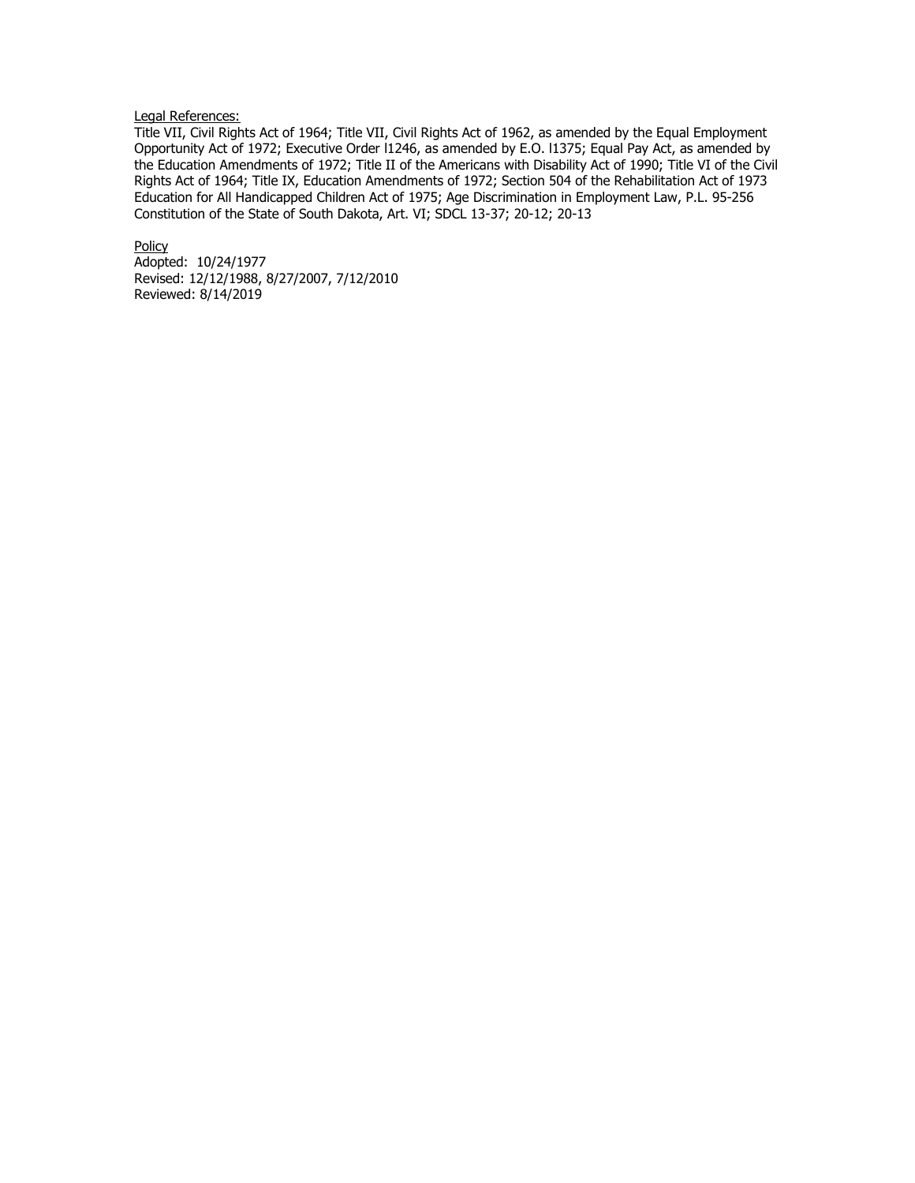Legal References:
Title VII, Civil Rights Act of 1964; Title VII, Civil Rights Act of 1962, as amended by the Equal Employment Opportunity Act of 1972; Executive Order l1246, as amended by E.O. l1375; Equal Pay Act, as amended by the Education Amendments of 1972; Title II of the Americans with Disability Act of 1990; Title VI of the Civil Rights Act of 1964; Title IX, Education Amendments of 1972; Section 504 of the Rehabilitation Act of 1973 Education for All Handicapped Children Act of 1975; Age Discrimination in Employment Law, P.L. 95-256 Constitution of the State of South Dakota, Art. VI; SDCL 13-37; 20-12; 20-13

Policy
Adopted: 10/24/1977
Revised: 12/12/1988, 8/27/2007, 7/12/2010
Reviewed: 8/14/2019